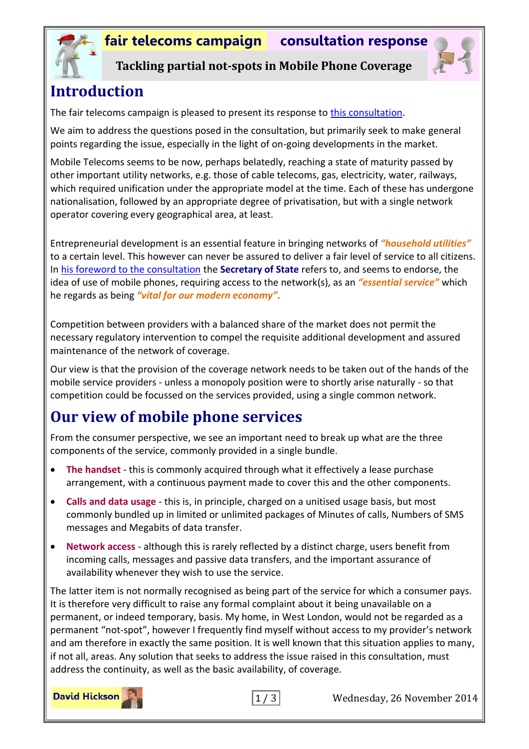# fair telecoms campaign consultation response

## Tackling partial not-spots in Mobile Phone Coverage

# Introduction

The fair telecoms campaign is pleased to present its response to this consultation.

We aim to address the questions posed in the consultation, but primarily seek to make general points regarding the issue, especially in the light of on-going developments in the market.

Mobile Telecoms seems to be now, perhaps belatedly, reaching a state of maturity passed by other important utility networks, e.g. those of cable telecoms, gas, electricity, water, railways, which required unification under the appropriate model at the time. Each of these has undergone nationalisation, followed by an appropriate degree of privatisation, but with a single network operator covering every geographical area, at least.

Entrepreneurial development is an essential feature in bringing networks of ***"household utilities"*** to a certain level. This however can never be assured to deliver a fair level of service to all citizens. In his foreword to the consultation the **Secretary of State** refers to, and seems to endorse, the idea of use of mobile phones, requiring access to the network(s), as an ***"essential service"*** which he regards as being ***"vital for our modern economy"***.

Competition between providers with a balanced share of the market does not permit the necessary regulatory intervention to compel the requisite additional development and assured maintenance of the network of coverage.

Our view is that the provision of the coverage network needs to be taken out of the hands of the mobile service providers - unless a monopoly position were to shortly arise naturally - so that competition could be focussed on the services provided, using a single common network.

# Our view of mobile phone services

From the consumer perspective, we see an important need to break up what are the three components of the service, commonly provided in a single bundle.

- **The handset** - this is commonly acquired through what it effectively a lease purchase arrangement, with a continuous payment made to cover this and the other components.
- **Calls and data usage** - this is, in principle, charged on a unitised usage basis, but most commonly bundled up in limited or unlimited packages of Minutes of calls, Numbers of SMS messages and Megabits of data transfer.
- **Network access** - although this is rarely reflected by a distinct charge, users benefit from incoming calls, messages and passive data transfers, and the important assurance of availability whenever they wish to use the service.

The latter item is not normally recognised as being part of the service for which a consumer pays. It is therefore very difficult to raise any formal complaint about it being unavailable on a permanent, or indeed temporary, basis. My home, in West London, would not be regarded as a permanent "not-spot", however I frequently find myself without access to my provider's network and am therefore in exactly the same position. It is well known that this situation applies to many, if not all, areas. Any solution that seeks to address the issue raised in this consultation, must address the continuity, as well as the basic availability, of coverage.

David Hickson

Wednesday, 26 November 2014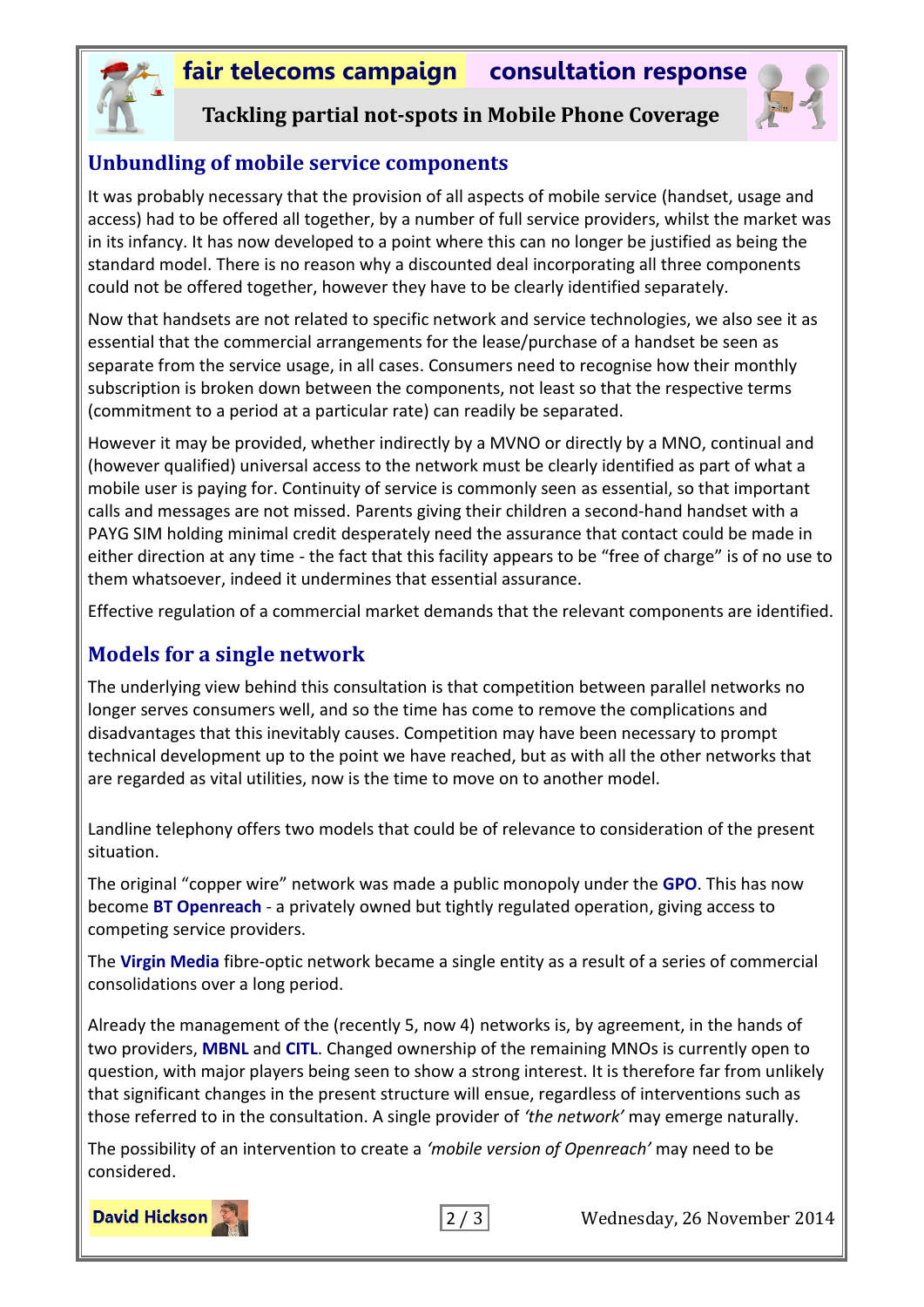## Unbundling of mobile service components

It was probably necessary that the provision of all aspects of mobile service (handset, usage and access) had to be offered all together, by a number of full service providers, whilst the market was in its infancy. It has now developed to a point where this can no longer be justified as being the standard model. There is no reason why a discounted deal incorporating all three components could not be offered together, however they have to be clearly identified separately.

Now that handsets are not related to specific network and service technologies, we also see it as essential that the commercial arrangements for the lease/purchase of a handset be seen as separate from the service usage, in all cases. Consumers need to recognise how their monthly subscription is broken down between the components, not least so that the respective terms (commitment to a period at a particular rate) can readily be separated.

However it may be provided, whether indirectly by a MVNO or directly by a MNO, continual and (however qualified) universal access to the network must be clearly identified as part of what a mobile user is paying for. Continuity of service is commonly seen as essential, so that important calls and messages are not missed. Parents giving their children a second-hand handset with a PAYG SIM holding minimal credit desperately need the assurance that contact could be made in either direction at any time - the fact that this facility appears to be "free of charge" is of no use to them whatsoever, indeed it undermines that essential assurance.

Effective regulation of a commercial market demands that the relevant components are identified.

## Models for a single network

The underlying view behind this consultation is that competition between parallel networks no longer serves consumers well, and so the time has come to remove the complications and disadvantages that this inevitably causes. Competition may have been necessary to prompt technical development up to the point we have reached, but as with all the other networks that are regarded as vital utilities, now is the time to move on to another model.

Landline telephony offers two models that could be of relevance to consideration of the present situation.

The original "copper wire" network was made a public monopoly under the **GPO**. This has now become **BT Openreach** - a privately owned but tightly regulated operation, giving access to competing service providers.

The **Virgin Media** fibre-optic network became a single entity as a result of a series of commercial consolidations over a long period.

Already the management of the (recently 5, now 4) networks is, by agreement, in the hands of two providers, **MBNL** and **CITL**. Changed ownership of the remaining MNOs is currently open to question, with major players being seen to show a strong interest. It is therefore far from unlikely that significant changes in the present structure will ensue, regardless of interventions such as those referred to in the consultation. A single provider of *'the network'* may emerge naturally.

The possibility of an intervention to create a *'mobile version of Openreach'* may need to be considered.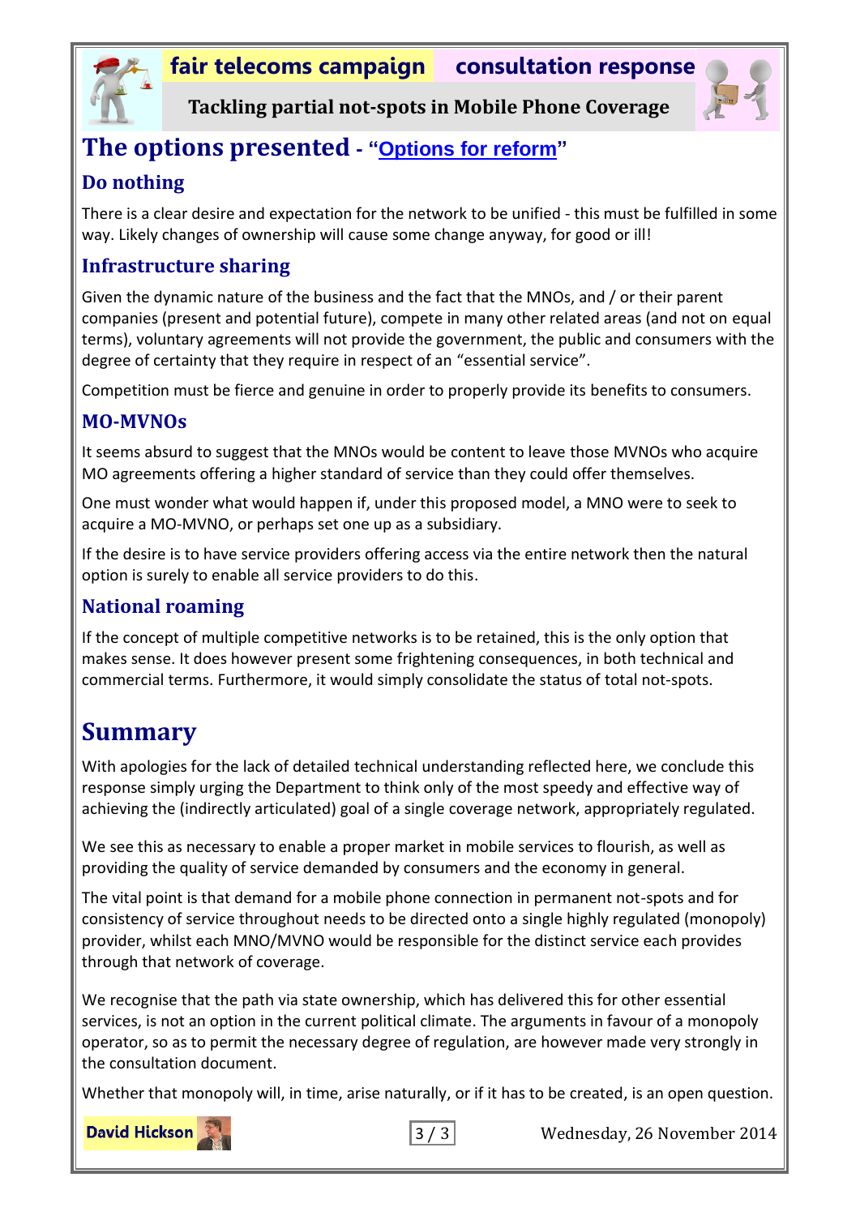# The options presented - "Options for reform"

## Do nothing

There is a clear desire and expectation for the network to be unified - this must be fulfilled in some way. Likely changes of ownership will cause some change anyway, for good or ill!

## Infrastructure sharing

Given the dynamic nature of the business and the fact that the MNOs, and / or their parent companies (present and potential future), compete in many other related areas (and not on equal terms), voluntary agreements will not provide the government, the public and consumers with the degree of certainty that they require in respect of an "essential service".

Competition must be fierce and genuine in order to properly provide its benefits to consumers.

## MO-MVNOs

It seems absurd to suggest that the MNOs would be content to leave those MVNOs who acquire MO agreements offering a higher standard of service than they could offer themselves.

One must wonder what would happen if, under this proposed model, a MNO were to seek to acquire a MO-MVNO, or perhaps set one up as a subsidiary.

If the desire is to have service providers offering access via the entire network then the natural option is surely to enable all service providers to do this.

## National roaming

If the concept of multiple competitive networks is to be retained, this is the only option that makes sense. It does however present some frightening consequences, in both technical and commercial terms. Furthermore, it would simply consolidate the status of total not-spots.

# Summary

With apologies for the lack of detailed technical understanding reflected here, we conclude this response simply urging the Department to think only of the most speedy and effective way of achieving the (indirectly articulated) goal of a single coverage network, appropriately regulated.

We see this as necessary to enable a proper market in mobile services to flourish, as well as providing the quality of service demanded by consumers and the economy in general.

The vital point is that demand for a mobile phone connection in permanent not-spots and for consistency of service throughout needs to be directed onto a single highly regulated (monopoly) provider, whilst each MNO/MVNO would be responsible for the distinct service each provides through that network of coverage.

We recognise that the path via state ownership, which has delivered this for other essential services, is not an option in the current political climate. The arguments in favour of a monopoly operator, so as to permit the necessary degree of regulation, are however made very strongly in the consultation document.

Whether that monopoly will, in time, arise naturally, or if it has to be created, is an open question.

David Hickson

Wednesday, 26 November 2014